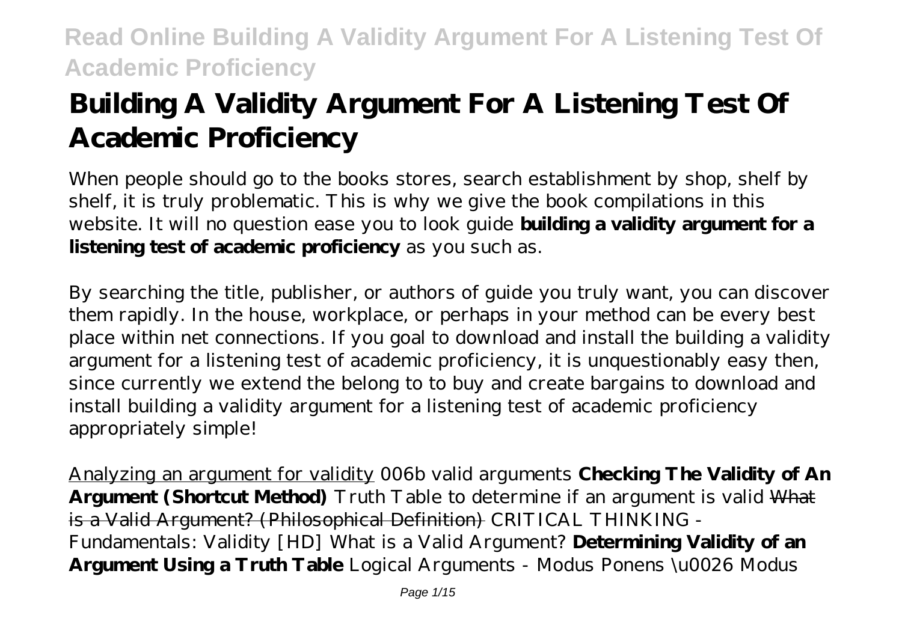# Building A Validity Argument For A Listening Test Of Academic Proficiency

When people should go to the books stores, search establishment by shop, shelf by shelf, it is truly problematic. This is why we give the book compilations in this website. It will no question ease you to look guide **building a validity argument for a listening test of academic proficiency** as you such as.

By searching the title, publisher, or authors of guide you truly want, you can discover them rapidly. In the house, workplace, or perhaps in your method can be every best place within net connections. If you goal to download and install the building a validity argument for a listening test of academic proficiency, it is unquestionably easy then, since currently we extend the belong to to buy and create bargains to download and install building a validity argument for a listening test of academic proficiency appropriately simple!

Analyzing an argument for validity *006b valid arguments* **Checking The Validity of An Argument (Shortcut Method)** *Truth Table to determine if an argument is valid* What is a Valid Argument? (Philosophical Definition) *CRITICAL THINKING - Fundamentals: Validity [HD] What is a Valid Argument?* **Determining Validity of an Argument Using a Truth Table** *Logical Arguments - Modus Ponens \u0026 Modus*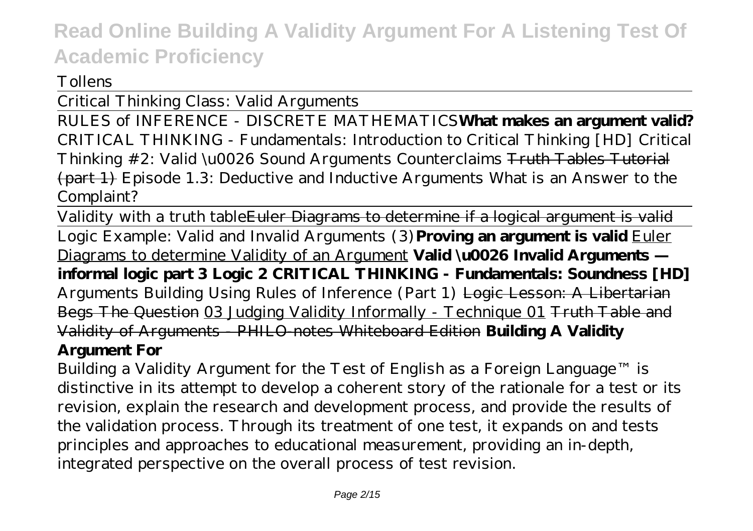Tollens

Critical Thinking Class: Valid Arguments

RULES of INFERENCE - DISCRETE MATHEMATICS **What makes an argument valid?** CRITICAL THINKING - Fundamentals: Introduction to Critical Thinking [HD] Critical Thinking #2: Valid \u0026 Sound Arguments Counterclaims ~~Truth Tables Tutorial (part 1)~~ Episode 1.3: Deductive and Inductive Arguments What is an Answer to the Complaint?

Validity with a truth table ~~Euler Diagrams to determine if a logical argument is valid~~

Logic Example: Valid and Invalid Arguments (3) **Proving an argument is valid** Euler Diagrams to determine Validity of an Argument **Valid \u0026 Invalid Arguments — informal logic part 3 Logic 2 CRITICAL THINKING - Fundamentals: Soundness [HD]** Arguments Building Using Rules of Inference (Part 1) ~~Logic Lesson: A Libertarian Begs The Question~~ 03 Judging Validity Informally - Technique 01 ~~Truth Table and Validity of Arguments - PHILO-notes Whiteboard Edition~~ **Building A Validity Argument For**

Building a Validity Argument for the Test of English as a Foreign Language™ is distinctive in its attempt to develop a coherent story of the rationale for a test or its revision, explain the research and development process, and provide the results of the validation process. Through its treatment of one test, it expands on and tests principles and approaches to educational measurement, providing an in-depth, integrated perspective on the overall process of test revision.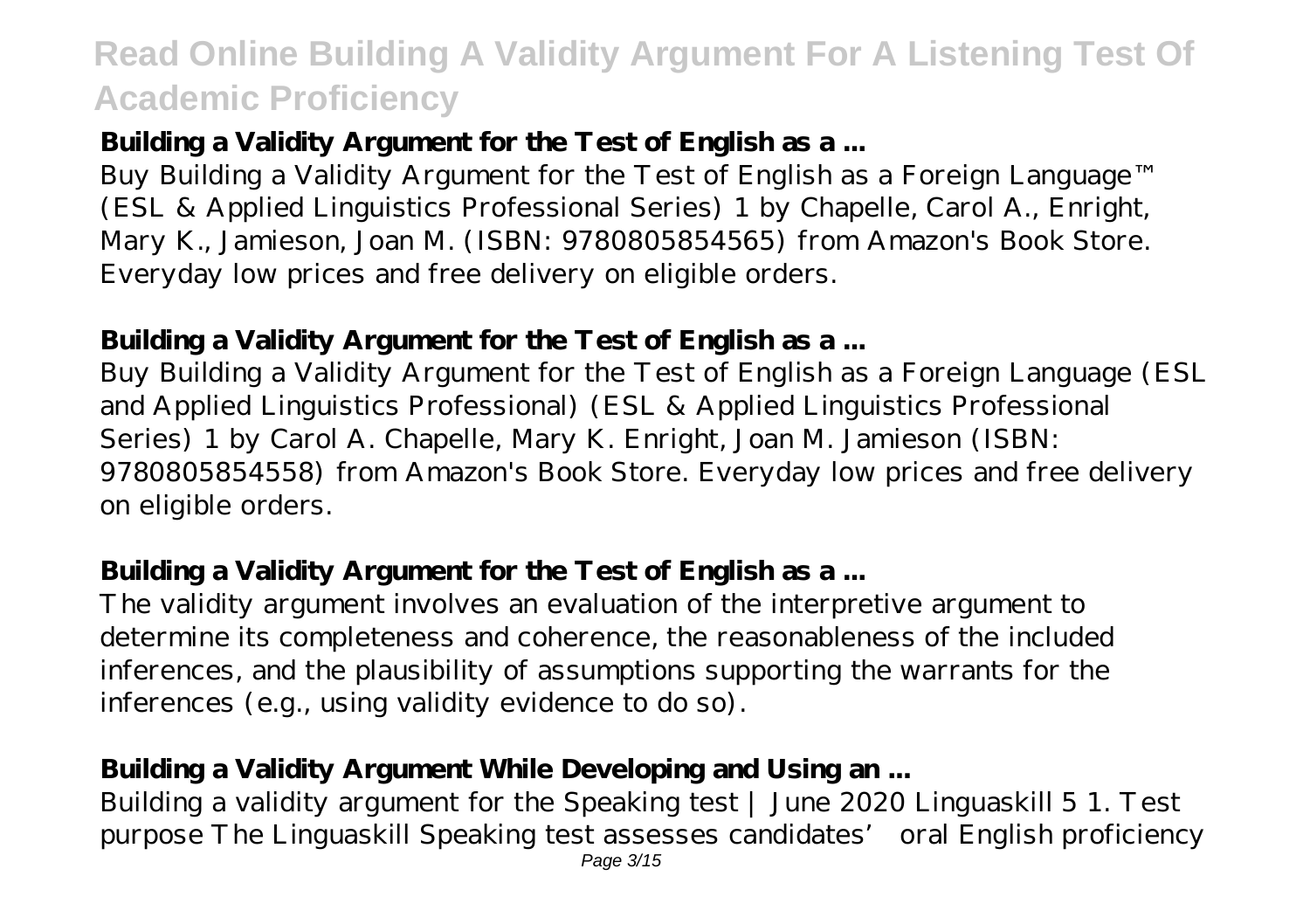### Building a Validity Argument for the Test of English as a ...

Buy Building a Validity Argument for the Test of English as a Foreign Language™ (ESL & Applied Linguistics Professional Series) 1 by Chapelle, Carol A., Enright, Mary K., Jamieson, Joan M. (ISBN: 9780805854565) from Amazon's Book Store. Everyday low prices and free delivery on eligible orders.

### Building a Validity Argument for the Test of English as a ...

Buy Building a Validity Argument for the Test of English as a Foreign Language (ESL and Applied Linguistics Professional) (ESL & Applied Linguistics Professional Series) 1 by Carol A. Chapelle, Mary K. Enright, Joan M. Jamieson (ISBN: 9780805854558) from Amazon's Book Store. Everyday low prices and free delivery on eligible orders.

### Building a Validity Argument for the Test of English as a ...

The validity argument involves an evaluation of the interpretive argument to determine its completeness and coherence, the reasonableness of the included inferences, and the plausibility of assumptions supporting the warrants for the inferences (e.g., using validity evidence to do so).

### Building a Validity Argument While Developing and Using an ...

Building a validity argument for the Speaking test | June 2020 Linguaskill 5 1. Test purpose The Linguaskill Speaking test assesses candidates' oral English proficiency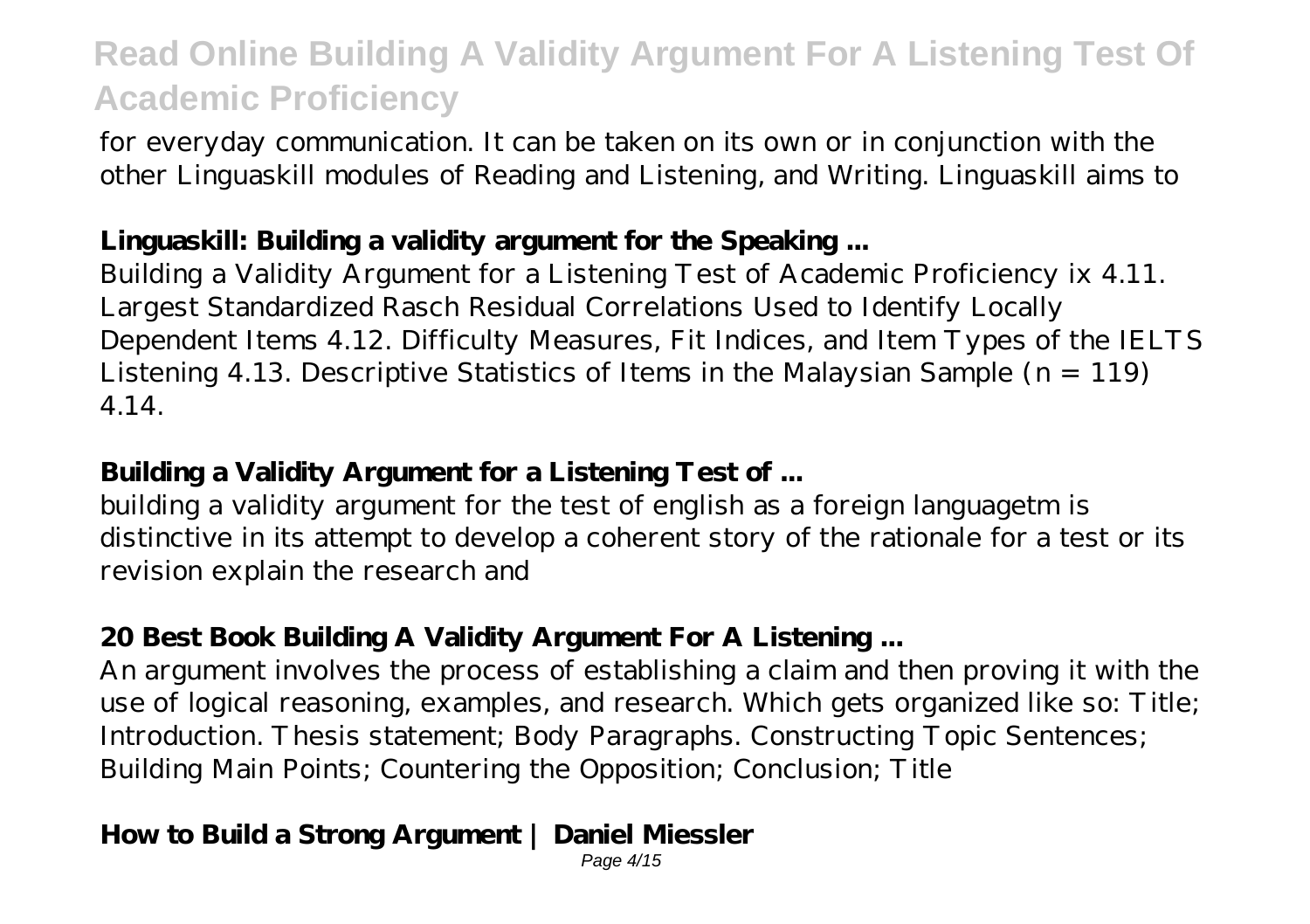for everyday communication. It can be taken on its own or in conjunction with the other Linguaskill modules of Reading and Listening, and Writing. Linguaskill aims to

**Linguaskill: Building a validity argument for the Speaking ...**

Building a Validity Argument for a Listening Test of Academic Proficiency ix 4.11. Largest Standardized Rasch Residual Correlations Used to Identify Locally Dependent Items 4.12. Difficulty Measures, Fit Indices, and Item Types of the IELTS Listening 4.13. Descriptive Statistics of Items in the Malaysian Sample ($n = 119$) 4.14.

**Building a Validity Argument for a Listening Test of ...**

building a validity argument for the test of english as a foreign languagetm is distinctive in its attempt to develop a coherent story of the rationale for a test or its revision explain the research and

**20 Best Book Building A Validity Argument For A Listening ...**

An argument involves the process of establishing a claim and then proving it with the use of logical reasoning, examples, and research. Which gets organized like so: Title; Introduction. Thesis statement; Body Paragraphs. Constructing Topic Sentences; Building Main Points; Countering the Opposition; Conclusion; Title

**How to Build a Strong Argument | Daniel Miessler**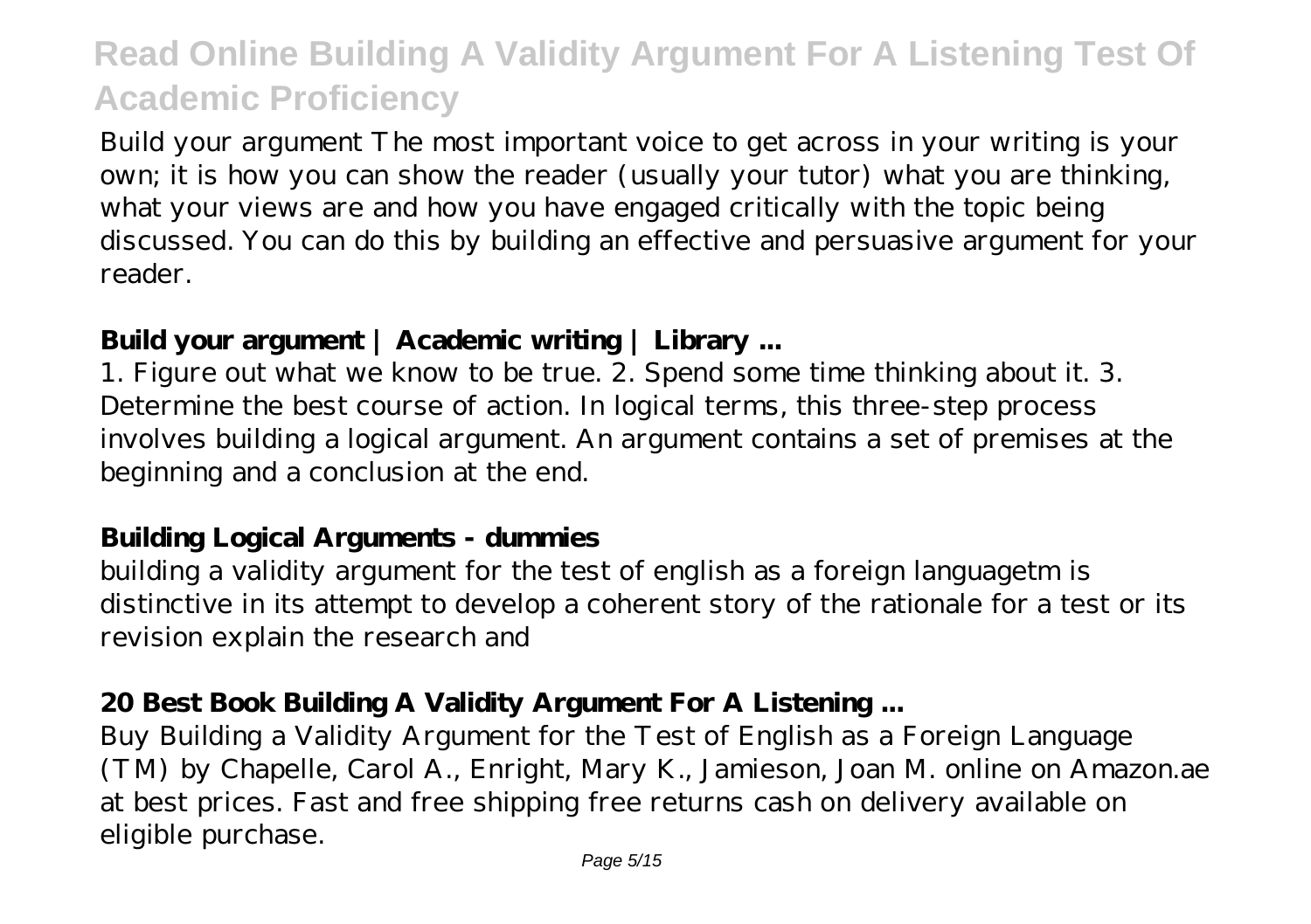Build your argument The most important voice to get across in your writing is your own; it is how you can show the reader (usually your tutor) what you are thinking, what your views are and how you have engaged critically with the topic being discussed. You can do this by building an effective and persuasive argument for your reader.

## Build your argument | Academic writing | Library ...

1. Figure out what we know to be true. 2. Spend some time thinking about it. 3. Determine the best course of action. In logical terms, this three-step process involves building a logical argument. An argument contains a set of premises at the beginning and a conclusion at the end.

## Building Logical Arguments - dummies

building a validity argument for the test of english as a foreign languagetm is distinctive in its attempt to develop a coherent story of the rationale for a test or its revision explain the research and

## 20 Best Book Building A Validity Argument For A Listening ...

Buy Building a Validity Argument for the Test of English as a Foreign Language (TM) by Chapelle, Carol A., Enright, Mary K., Jamieson, Joan M. online on Amazon.ae at best prices. Fast and free shipping free returns cash on delivery available on eligible purchase.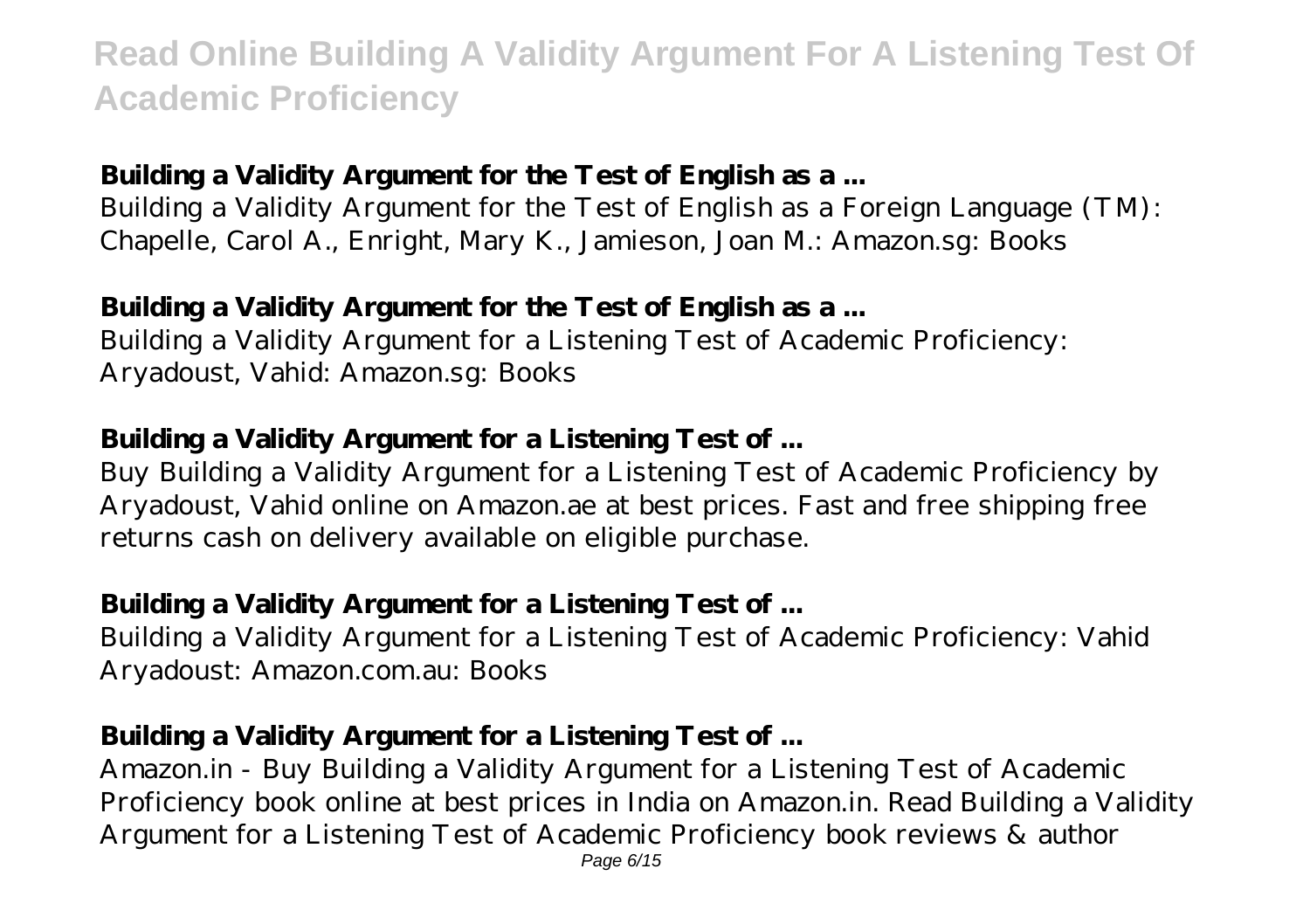### Building a Validity Argument for the Test of English as a ...

Building a Validity Argument for the Test of English as a Foreign Language (TM): Chapelle, Carol A., Enright, Mary K., Jamieson, Joan M.: Amazon.sg: Books

### Building a Validity Argument for the Test of English as a ...

Building a Validity Argument for a Listening Test of Academic Proficiency: Aryadoust, Vahid: Amazon.sg: Books

### Building a Validity Argument for a Listening Test of ...

Buy Building a Validity Argument for a Listening Test of Academic Proficiency by Aryadoust, Vahid online on Amazon.ae at best prices. Fast and free shipping free returns cash on delivery available on eligible purchase.

### Building a Validity Argument for a Listening Test of ...

Building a Validity Argument for a Listening Test of Academic Proficiency: Vahid Aryadoust: Amazon.com.au: Books

### Building a Validity Argument for a Listening Test of ...

Amazon.in - Buy Building a Validity Argument for a Listening Test of Academic Proficiency book online at best prices in India on Amazon.in. Read Building a Validity Argument for a Listening Test of Academic Proficiency book reviews & author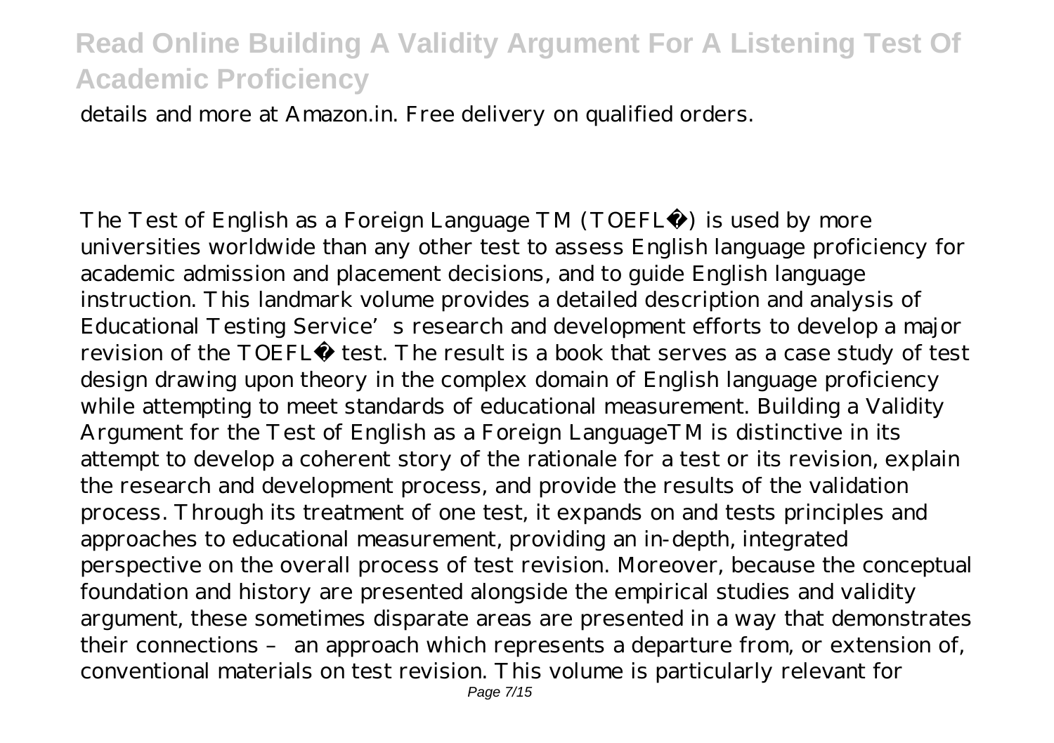details and more at Amazon.in. Free delivery on qualified orders.

The Test of English as a Foreign Language TM (TOEFL®) is used by more universities worldwide than any other test to assess English language proficiency for academic admission and placement decisions, and to guide English language instruction. This landmark volume provides a detailed description and analysis of Educational Testing Service's research and development efforts to develop a major revision of the TOEFL® test. The result is a book that serves as a case study of test design drawing upon theory in the complex domain of English language proficiency while attempting to meet standards of educational measurement. Building a Validity Argument for the Test of English as a Foreign LanguageTM is distinctive in its attempt to develop a coherent story of the rationale for a test or its revision, explain the research and development process, and provide the results of the validation process. Through its treatment of one test, it expands on and tests principles and approaches to educational measurement, providing an in-depth, integrated perspective on the overall process of test revision. Moreover, because the conceptual foundation and history are presented alongside the empirical studies and validity argument, these sometimes disparate areas are presented in a way that demonstrates their connections – an approach which represents a departure from, or extension of, conventional materials on test revision. This volume is particularly relevant for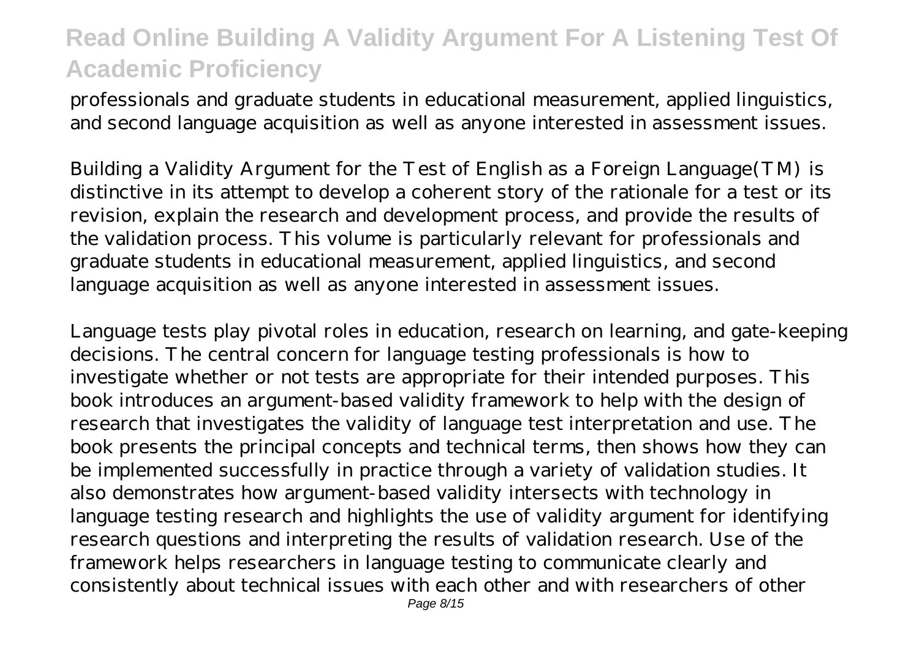professionals and graduate students in educational measurement, applied linguistics, and second language acquisition as well as anyone interested in assessment issues.

Building a Validity Argument for the Test of English as a Foreign Language(TM) is distinctive in its attempt to develop a coherent story of the rationale for a test or its revision, explain the research and development process, and provide the results of the validation process. This volume is particularly relevant for professionals and graduate students in educational measurement, applied linguistics, and second language acquisition as well as anyone interested in assessment issues.

Language tests play pivotal roles in education, research on learning, and gate-keeping decisions. The central concern for language testing professionals is how to investigate whether or not tests are appropriate for their intended purposes. This book introduces an argument-based validity framework to help with the design of research that investigates the validity of language test interpretation and use. The book presents the principal concepts and technical terms, then shows how they can be implemented successfully in practice through a variety of validation studies. It also demonstrates how argument-based validity intersects with technology in language testing research and highlights the use of validity argument for identifying research questions and interpreting the results of validation research. Use of the framework helps researchers in language testing to communicate clearly and consistently about technical issues with each other and with researchers of other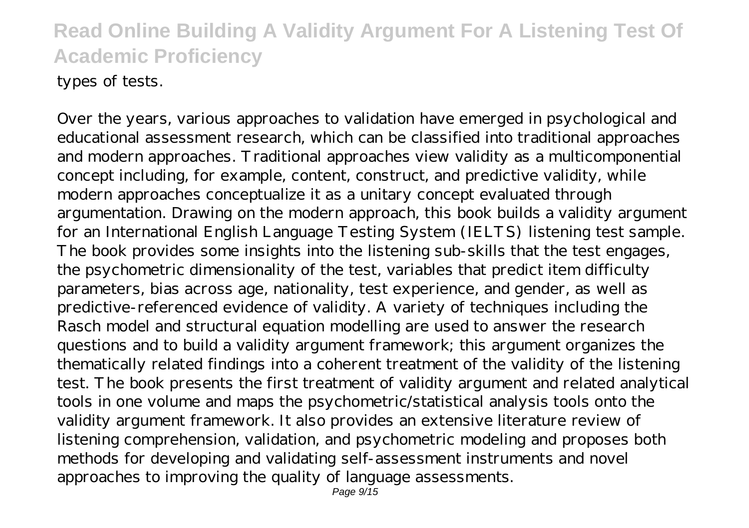types of tests.

Over the years, various approaches to validation have emerged in psychological and educational assessment research, which can be classified into traditional approaches and modern approaches. Traditional approaches view validity as a multicomponential concept including, for example, content, construct, and predictive validity, while modern approaches conceptualize it as a unitary concept evaluated through argumentation. Drawing on the modern approach, this book builds a validity argument for an International English Language Testing System (IELTS) listening test sample. The book provides some insights into the listening sub-skills that the test engages, the psychometric dimensionality of the test, variables that predict item difficulty parameters, bias across age, nationality, test experience, and gender, as well as predictive-referenced evidence of validity. A variety of techniques including the Rasch model and structural equation modelling are used to answer the research questions and to build a validity argument framework; this argument organizes the thematically related findings into a coherent treatment of the validity of the listening test. The book presents the first treatment of validity argument and related analytical tools in one volume and maps the psychometric/statistical analysis tools onto the validity argument framework. It also provides an extensive literature review of listening comprehension, validation, and psychometric modeling and proposes both methods for developing and validating self-assessment instruments and novel approaches to improving the quality of language assessments.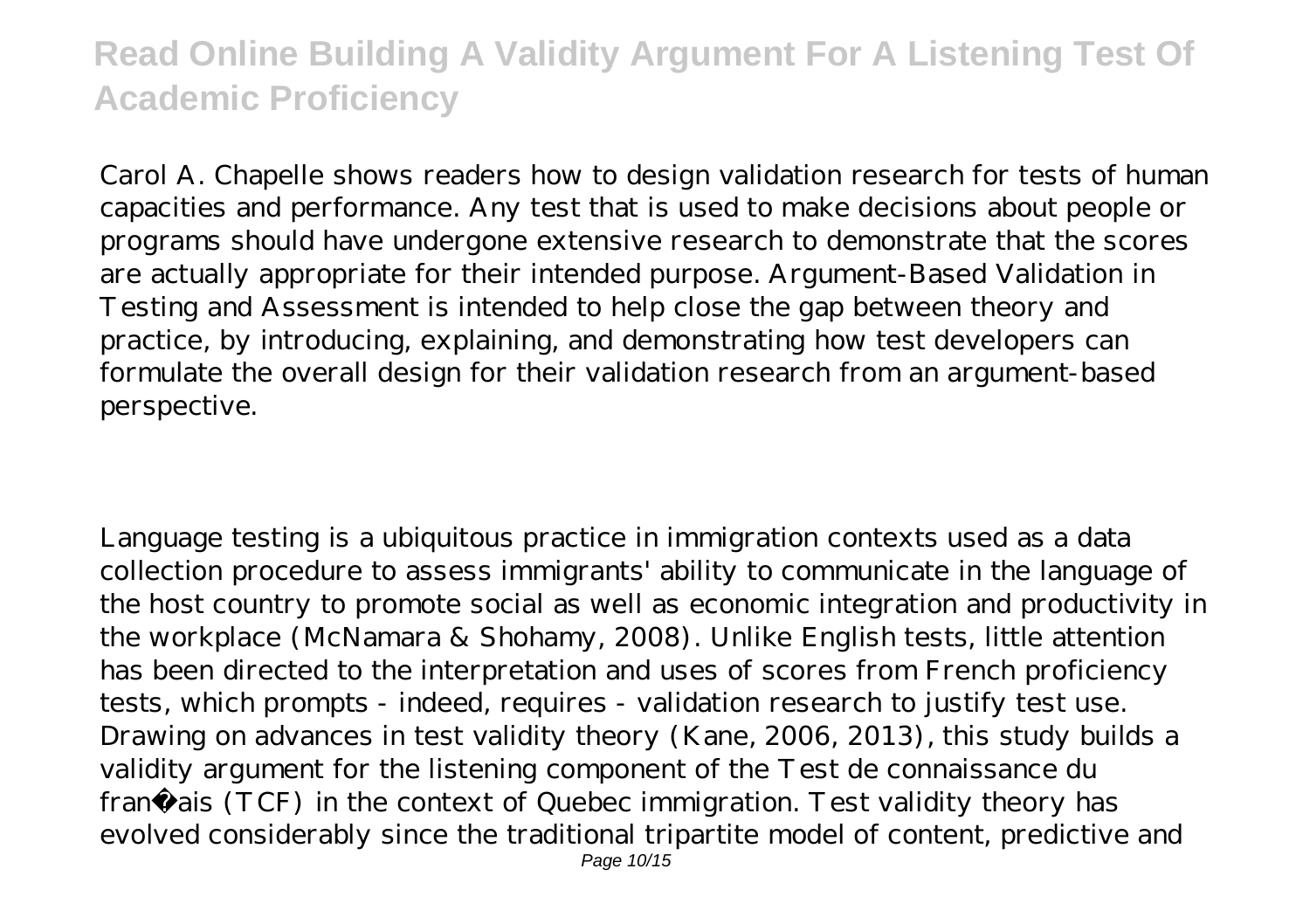Carol A. Chapelle shows readers how to design validation research for tests of human capacities and performance. Any test that is used to make decisions about people or programs should have undergone extensive research to demonstrate that the scores are actually appropriate for their intended purpose. Argument-Based Validation in Testing and Assessment is intended to help close the gap between theory and practice, by introducing, explaining, and demonstrating how test developers can formulate the overall design for their validation research from an argument-based perspective.

Language testing is a ubiquitous practice in immigration contexts used as a data collection procedure to assess immigrants' ability to communicate in the language of the host country to promote social as well as economic integration and productivity in the workplace (McNamara & Shohamy, 2008). Unlike English tests, little attention has been directed to the interpretation and uses of scores from French proficiency tests, which prompts - indeed, requires - validation research to justify test use. Drawing on advances in test validity theory (Kane, 2006, 2013), this study builds a validity argument for the listening component of the Test de connaissance du français (TCF) in the context of Quebec immigration. Test validity theory has evolved considerably since the traditional tripartite model of content, predictive and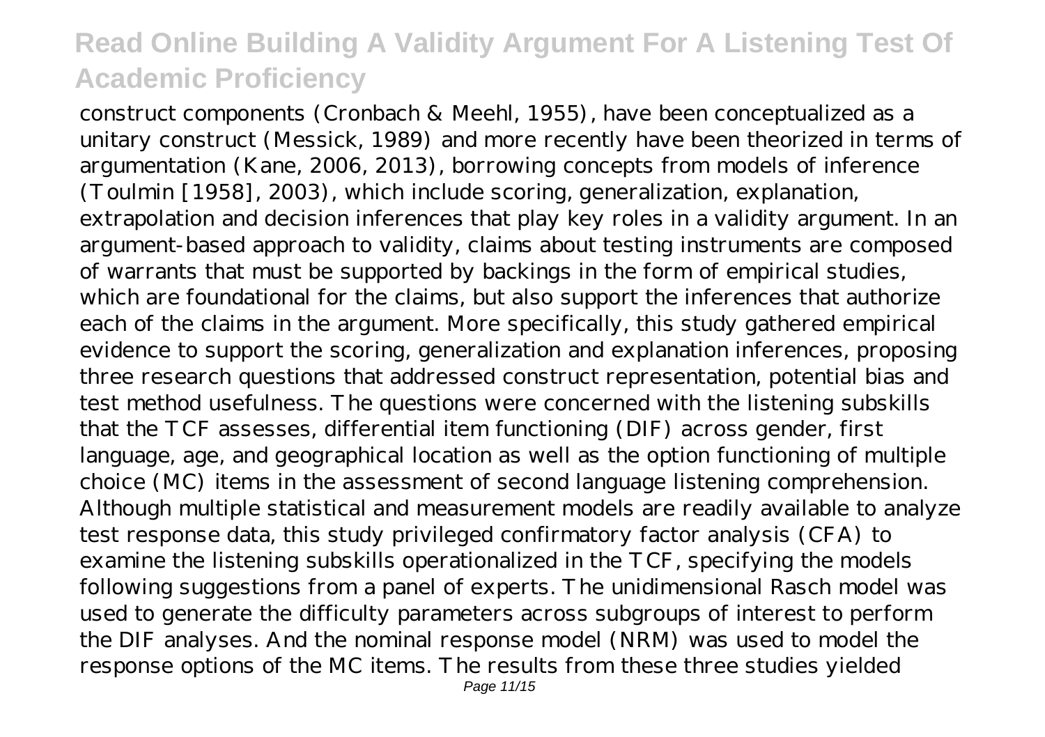construct components (Cronbach & Meehl, 1955), have been conceptualized as a unitary construct (Messick, 1989) and more recently have been theorized in terms of argumentation (Kane, 2006, 2013), borrowing concepts from models of inference (Toulmin [1958], 2003), which include scoring, generalization, explanation, extrapolation and decision inferences that play key roles in a validity argument. In an argument-based approach to validity, claims about testing instruments are composed of warrants that must be supported by backings in the form of empirical studies, which are foundational for the claims, but also support the inferences that authorize each of the claims in the argument. More specifically, this study gathered empirical evidence to support the scoring, generalization and explanation inferences, proposing three research questions that addressed construct representation, potential bias and test method usefulness. The questions were concerned with the listening subskills that the TCF assesses, differential item functioning (DIF) across gender, first language, age, and geographical location as well as the option functioning of multiple choice (MC) items in the assessment of second language listening comprehension. Although multiple statistical and measurement models are readily available to analyze test response data, this study privileged confirmatory factor analysis (CFA) to examine the listening subskills operationalized in the TCF, specifying the models following suggestions from a panel of experts. The unidimensional Rasch model was used to generate the difficulty parameters across subgroups of interest to perform the DIF analyses. And the nominal response model (NRM) was used to model the response options of the MC items. The results from these three studies yielded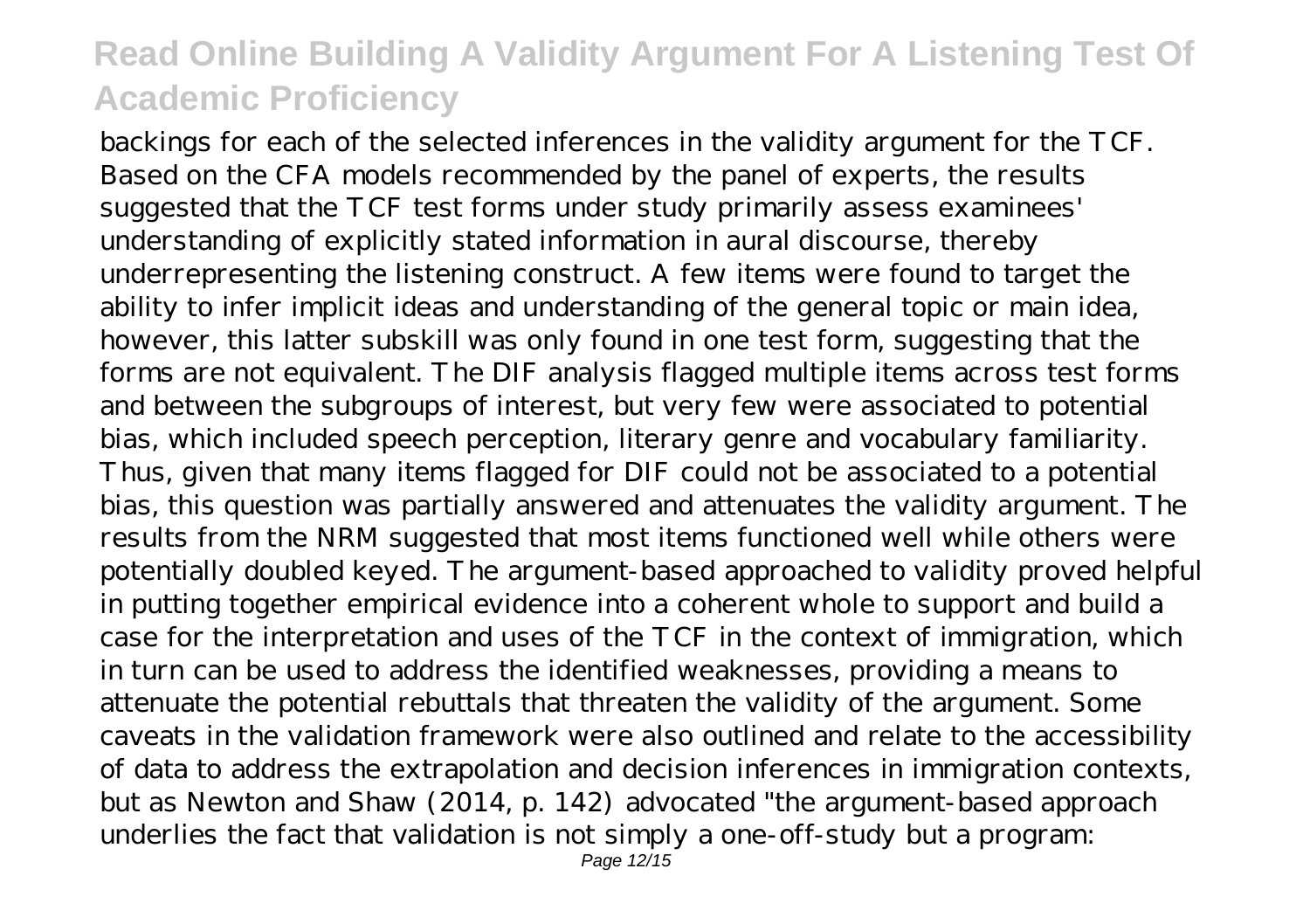backings for each of the selected inferences in the validity argument for the TCF. Based on the CFA models recommended by the panel of experts, the results suggested that the TCF test forms under study primarily assess examinees' understanding of explicitly stated information in aural discourse, thereby underrepresenting the listening construct. A few items were found to target the ability to infer implicit ideas and understanding of the general topic or main idea, however, this latter subskill was only found in one test form, suggesting that the forms are not equivalent. The DIF analysis flagged multiple items across test forms and between the subgroups of interest, but very few were associated to potential bias, which included speech perception, literary genre and vocabulary familiarity. Thus, given that many items flagged for DIF could not be associated to a potential bias, this question was partially answered and attenuates the validity argument. The results from the NRM suggested that most items functioned well while others were potentially doubled keyed. The argument-based approached to validity proved helpful in putting together empirical evidence into a coherent whole to support and build a case for the interpretation and uses of the TCF in the context of immigration, which in turn can be used to address the identified weaknesses, providing a means to attenuate the potential rebuttals that threaten the validity of the argument. Some caveats in the validation framework were also outlined and relate to the accessibility of data to address the extrapolation and decision inferences in immigration contexts, but as Newton and Shaw (2014, p. 142) advocated "the argument-based approach underlies the fact that validation is not simply a one-off-study but a program: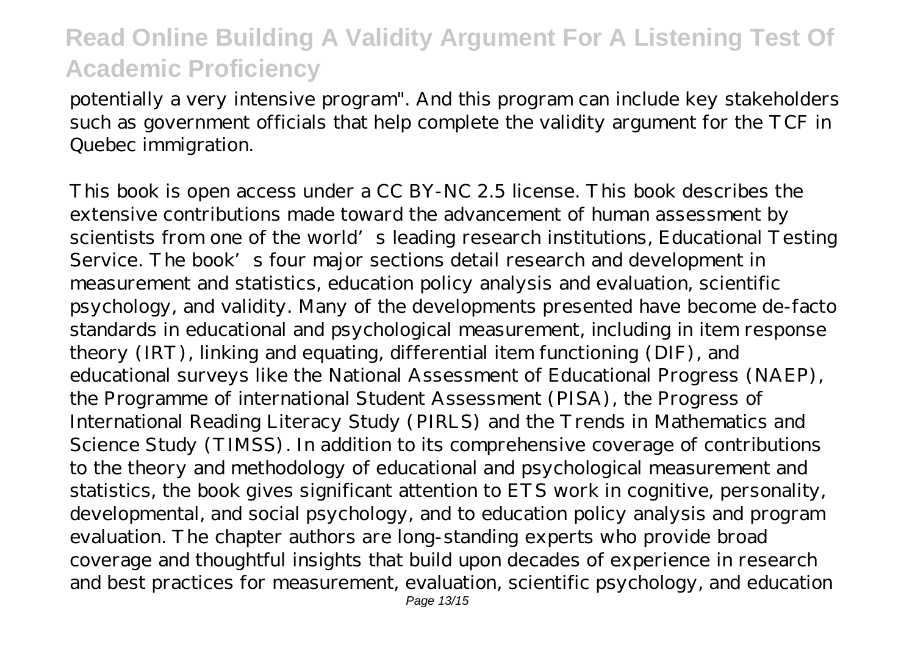potentially a very intensive program". And this program can include key stakeholders such as government officials that help complete the validity argument for the TCF in Quebec immigration.

This book is open access under a CC BY-NC 2.5 license. This book describes the extensive contributions made toward the advancement of human assessment by scientists from one of the world's leading research institutions, Educational Testing Service. The book's four major sections detail research and development in measurement and statistics, education policy analysis and evaluation, scientific psychology, and validity. Many of the developments presented have become de-facto standards in educational and psychological measurement, including in item response theory (IRT), linking and equating, differential item functioning (DIF), and educational surveys like the National Assessment of Educational Progress (NAEP), the Programme of international Student Assessment (PISA), the Progress of International Reading Literacy Study (PIRLS) and the Trends in Mathematics and Science Study (TIMSS). In addition to its comprehensive coverage of contributions to the theory and methodology of educational and psychological measurement and statistics, the book gives significant attention to ETS work in cognitive, personality, developmental, and social psychology, and to education policy analysis and program evaluation. The chapter authors are long-standing experts who provide broad coverage and thoughtful insights that build upon decades of experience in research and best practices for measurement, evaluation, scientific psychology, and education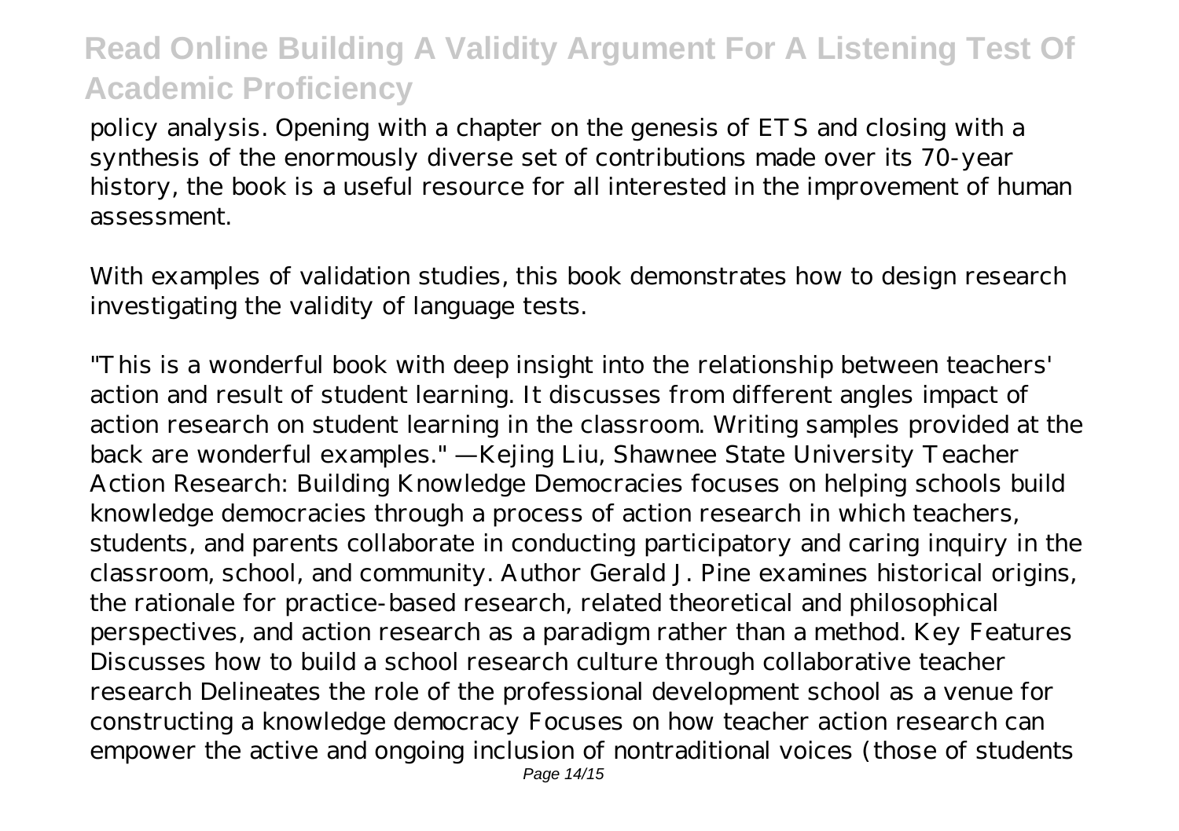policy analysis. Opening with a chapter on the genesis of ETS and closing with a synthesis of the enormously diverse set of contributions made over its 70-year history, the book is a useful resource for all interested in the improvement of human assessment.

With examples of validation studies, this book demonstrates how to design research investigating the validity of language tests.

"This is a wonderful book with deep insight into the relationship between teachers' action and result of student learning. It discusses from different angles impact of action research on student learning in the classroom. Writing samples provided at the back are wonderful examples." —Kejing Liu, Shawnee State University Teacher Action Research: Building Knowledge Democracies focuses on helping schools build knowledge democracies through a process of action research in which teachers, students, and parents collaborate in conducting participatory and caring inquiry in the classroom, school, and community. Author Gerald J. Pine examines historical origins, the rationale for practice-based research, related theoretical and philosophical perspectives, and action research as a paradigm rather than a method. Key Features Discusses how to build a school research culture through collaborative teacher research Delineates the role of the professional development school as a venue for constructing a knowledge democracy Focuses on how teacher action research can empower the active and ongoing inclusion of nontraditional voices (those of students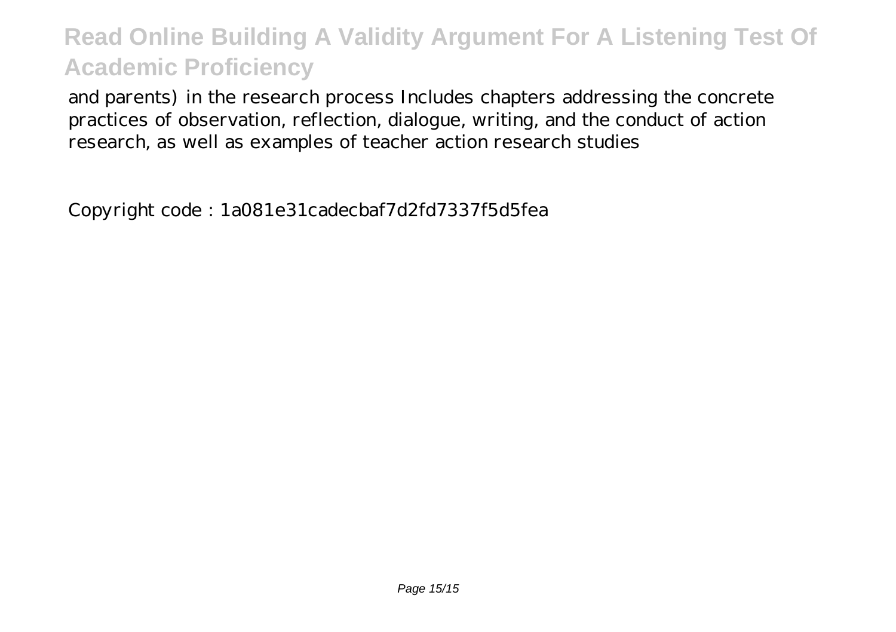and parents) in the research process Includes chapters addressing the concrete practices of observation, reflection, dialogue, writing, and the conduct of action research, as well as examples of teacher action research studies

Copyright code : 1a081e31cadecbaf7d2fd7337f5d5fea